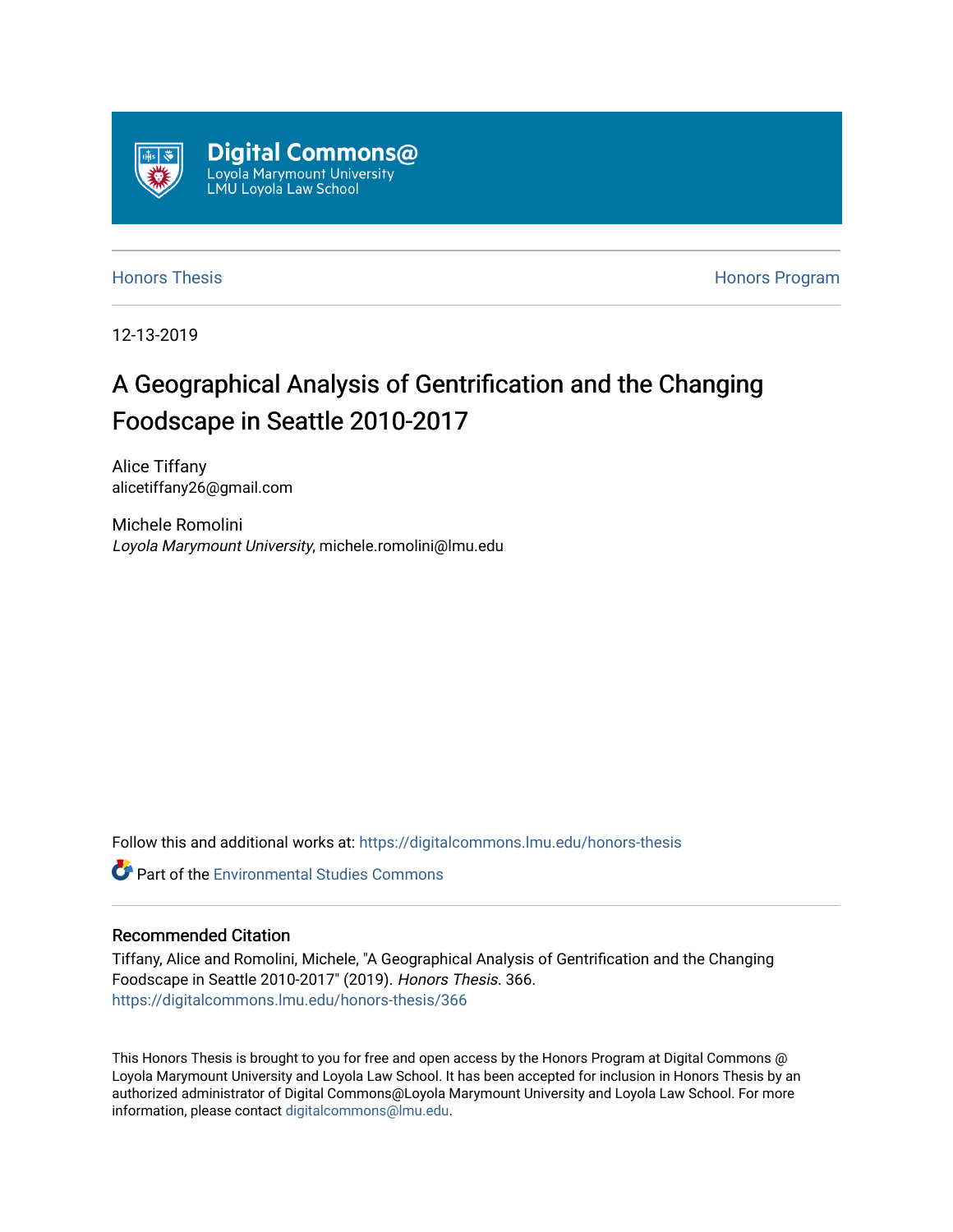Digital Commons@
Loyola Marymount University
LMU Loyola Law School

Honors Thesis | Honors Program

12-13-2019

# A Geographical Analysis of Gentrification and the Changing Foodscape in Seattle 2010-2017

Alice Tiffany
alicetiffany26@gmail.com

Michele Romolini
*Loyola Marymount University*, michele.romolini@lmu.edu

Follow this and additional works at: https://digitalcommons.lmu.edu/honors-thesis

Part of the Environmental Studies Commons

## Recommended Citation

Tiffany, Alice and Romolini, Michele, "A Geographical Analysis of Gentrification and the Changing Foodscape in Seattle 2010-2017" (2019). *Honors Thesis*. 366.
https://digitalcommons.lmu.edu/honors-thesis/366

This Honors Thesis is brought to you for free and open access by the Honors Program at Digital Commons @ Loyola Marymount University and Loyola Law School. It has been accepted for inclusion in Honors Thesis by an authorized administrator of Digital Commons@Loyola Marymount University and Loyola Law School. For more information, please contact digitalcommons@lmu.edu.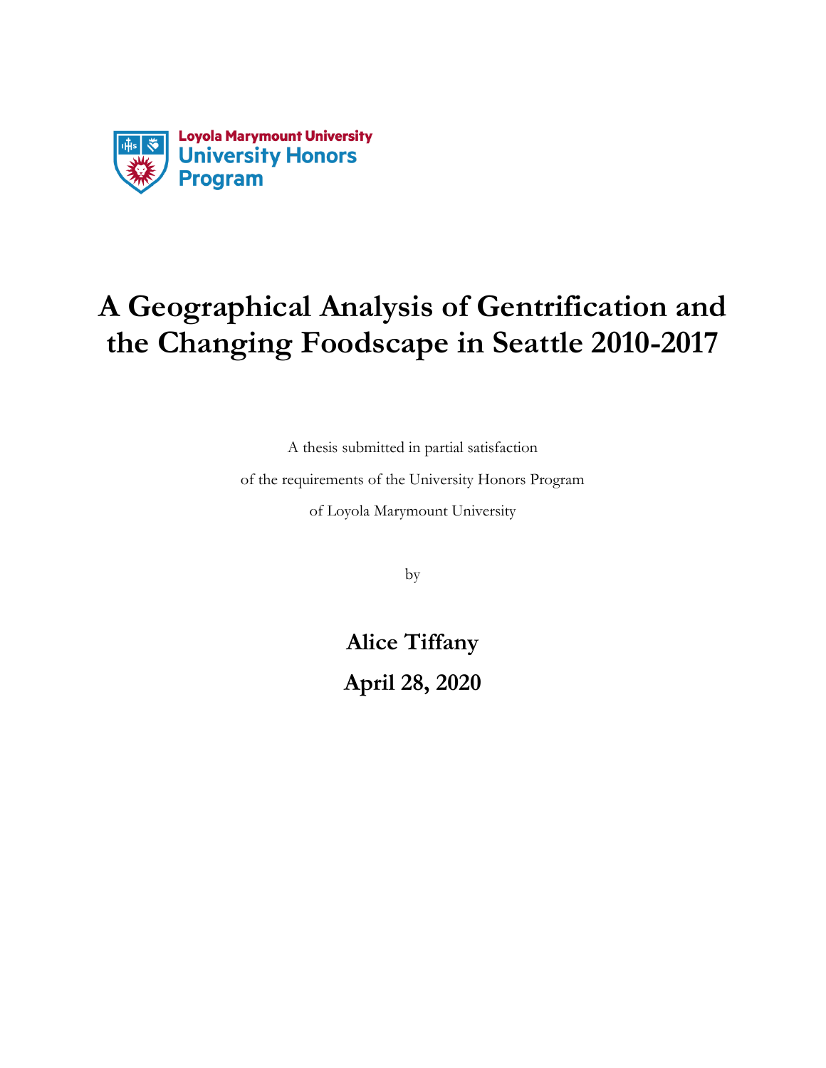Loyola Marymount University
University Honors Program

# A Geographical Analysis of Gentrification and the Changing Foodscape in Seattle 2010-2017

A thesis submitted in partial satisfaction

of the requirements of the University Honors Program

of Loyola Marymount University

by

**Alice Tiffany**

**April 28, 2020**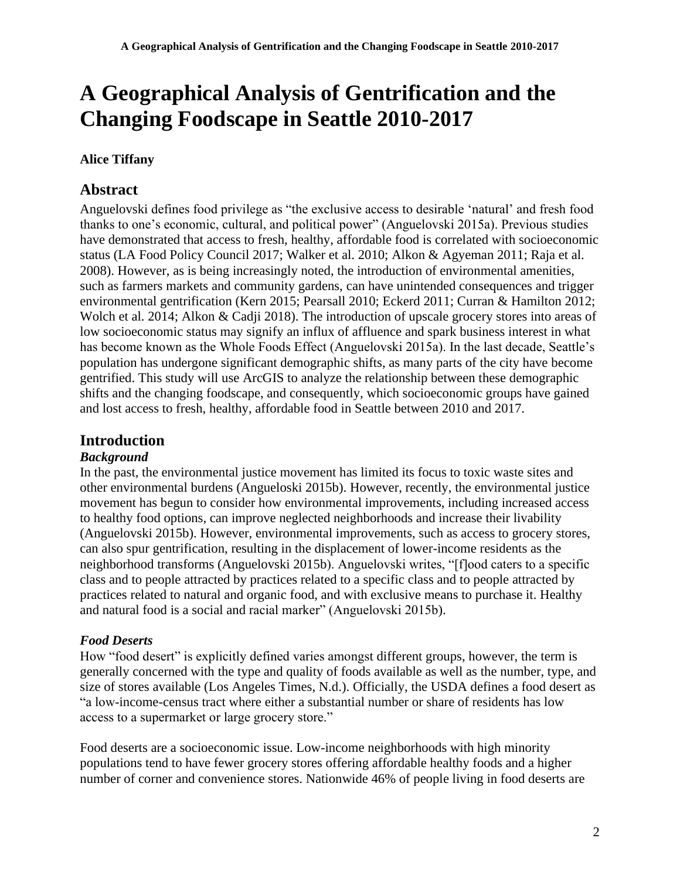# A Geographical Analysis of Gentrification and the Changing Foodscape in Seattle 2010-2017

**Alice Tiffany**

## Abstract

Anguelovski defines food privilege as "the exclusive access to desirable 'natural' and fresh food thanks to one's economic, cultural, and political power" (Anguelovski 2015a). Previous studies have demonstrated that access to fresh, healthy, affordable food is correlated with socioeconomic status (LA Food Policy Council 2017; Walker et al. 2010; Alkon & Agyeman 2011; Raja et al. 2008). However, as is being increasingly noted, the introduction of environmental amenities, such as farmers markets and community gardens, can have unintended consequences and trigger environmental gentrification (Kern 2015; Pearsall 2010; Eckerd 2011; Curran & Hamilton 2012; Wolch et al. 2014; Alkon & Cadji 2018). The introduction of upscale grocery stores into areas of low socioeconomic status may signify an influx of affluence and spark business interest in what has become known as the Whole Foods Effect (Anguelovski 2015a). In the last decade, Seattle's population has undergone significant demographic shifts, as many parts of the city have become gentrified. This study will use ArcGIS to analyze the relationship between these demographic shifts and the changing foodscape, and consequently, which socioeconomic groups have gained and lost access to fresh, healthy, affordable food in Seattle between 2010 and 2017.

## Introduction

### *Background*

In the past, the environmental justice movement has limited its focus to toxic waste sites and other environmental burdens (Angueloski 2015b). However, recently, the environmental justice movement has begun to consider how environmental improvements, including increased access to healthy food options, can improve neglected neighborhoods and increase their livability (Anguelovski 2015b). However, environmental improvements, such as access to grocery stores, can also spur gentrification, resulting in the displacement of lower-income residents as the neighborhood transforms (Anguelovski 2015b). Anguelovski writes, "[f]ood caters to a specific class and to people attracted by practices related to a specific class and to people attracted by practices related to natural and organic food, and with exclusive means to purchase it. Healthy and natural food is a social and racial marker" (Anguelovski 2015b).

### *Food Deserts*

How "food desert" is explicitly defined varies amongst different groups, however, the term is generally concerned with the type and quality of foods available as well as the number, type, and size of stores available (Los Angeles Times, N.d.). Officially, the USDA defines a food desert as "a low-income-census tract where either a substantial number or share of residents has low access to a supermarket or large grocery store."

Food deserts are a socioeconomic issue. Low-income neighborhoods with high minority populations tend to have fewer grocery stores offering affordable healthy foods and a higher number of corner and convenience stores. Nationwide 46% of people living in food deserts are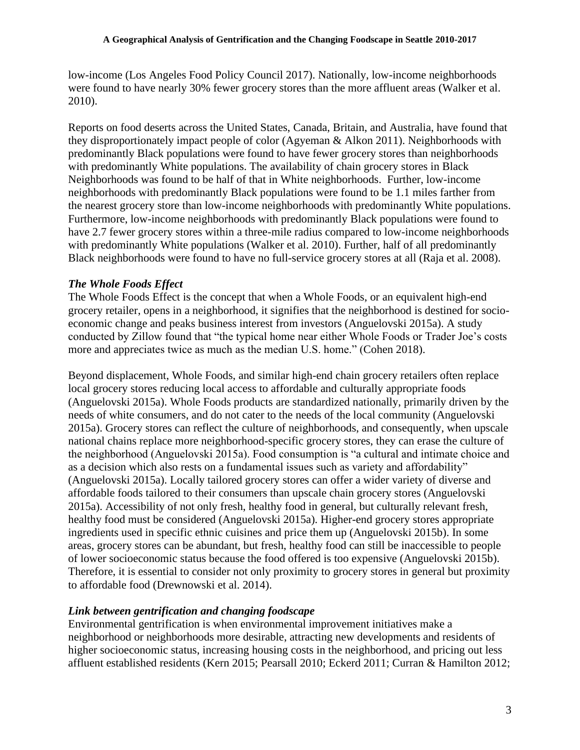low-income (Los Angeles Food Policy Council 2017). Nationally, low-income neighborhoods were found to have nearly 30% fewer grocery stores than the more affluent areas (Walker et al. 2010).

Reports on food deserts across the United States, Canada, Britain, and Australia, have found that they disproportionately impact people of color (Agyeman & Alkon 2011). Neighborhoods with predominantly Black populations were found to have fewer grocery stores than neighborhoods with predominantly White populations. The availability of chain grocery stores in Black Neighborhoods was found to be half of that in White neighborhoods. Further, low-income neighborhoods with predominantly Black populations were found to be 1.1 miles farther from the nearest grocery store than low-income neighborhoods with predominantly White populations. Furthermore, low-income neighborhoods with predominantly Black populations were found to have 2.7 fewer grocery stores within a three-mile radius compared to low-income neighborhoods with predominantly White populations (Walker et al. 2010). Further, half of all predominantly Black neighborhoods were found to have no full-service grocery stores at all (Raja et al. 2008).

### *The Whole Foods Effect*

The Whole Foods Effect is the concept that when a Whole Foods, or an equivalent high-end grocery retailer, opens in a neighborhood, it signifies that the neighborhood is destined for socio-economic change and peaks business interest from investors (Anguelovski 2015a). A study conducted by Zillow found that "the typical home near either Whole Foods or Trader Joe's costs more and appreciates twice as much as the median U.S. home." (Cohen 2018).

Beyond displacement, Whole Foods, and similar high-end chain grocery retailers often replace local grocery stores reducing local access to affordable and culturally appropriate foods (Anguelovski 2015a). Whole Foods products are standardized nationally, primarily driven by the needs of white consumers, and do not cater to the needs of the local community (Anguelovski 2015a). Grocery stores can reflect the culture of neighborhoods, and consequently, when upscale national chains replace more neighborhood-specific grocery stores, they can erase the culture of the neighborhood (Anguelovski 2015a). Food consumption is "a cultural and intimate choice and as a decision which also rests on a fundamental issues such as variety and affordability" (Anguelovski 2015a). Locally tailored grocery stores can offer a wider variety of diverse and affordable foods tailored to their consumers than upscale chain grocery stores (Anguelovski 2015a). Accessibility of not only fresh, healthy food in general, but culturally relevant fresh, healthy food must be considered (Anguelovski 2015a). Higher-end grocery stores appropriate ingredients used in specific ethnic cuisines and price them up (Anguelovski 2015b). In some areas, grocery stores can be abundant, but fresh, healthy food can still be inaccessible to people of lower socioeconomic status because the food offered is too expensive (Anguelovski 2015b). Therefore, it is essential to consider not only proximity to grocery stores in general but proximity to affordable food (Drewnowski et al. 2014).

### *Link between gentrification and changing foodscape*

Environmental gentrification is when environmental improvement initiatives make a neighborhood or neighborhoods more desirable, attracting new developments and residents of higher socioeconomic status, increasing housing costs in the neighborhood, and pricing out less affluent established residents (Kern 2015; Pearsall 2010; Eckerd 2011; Curran & Hamilton 2012;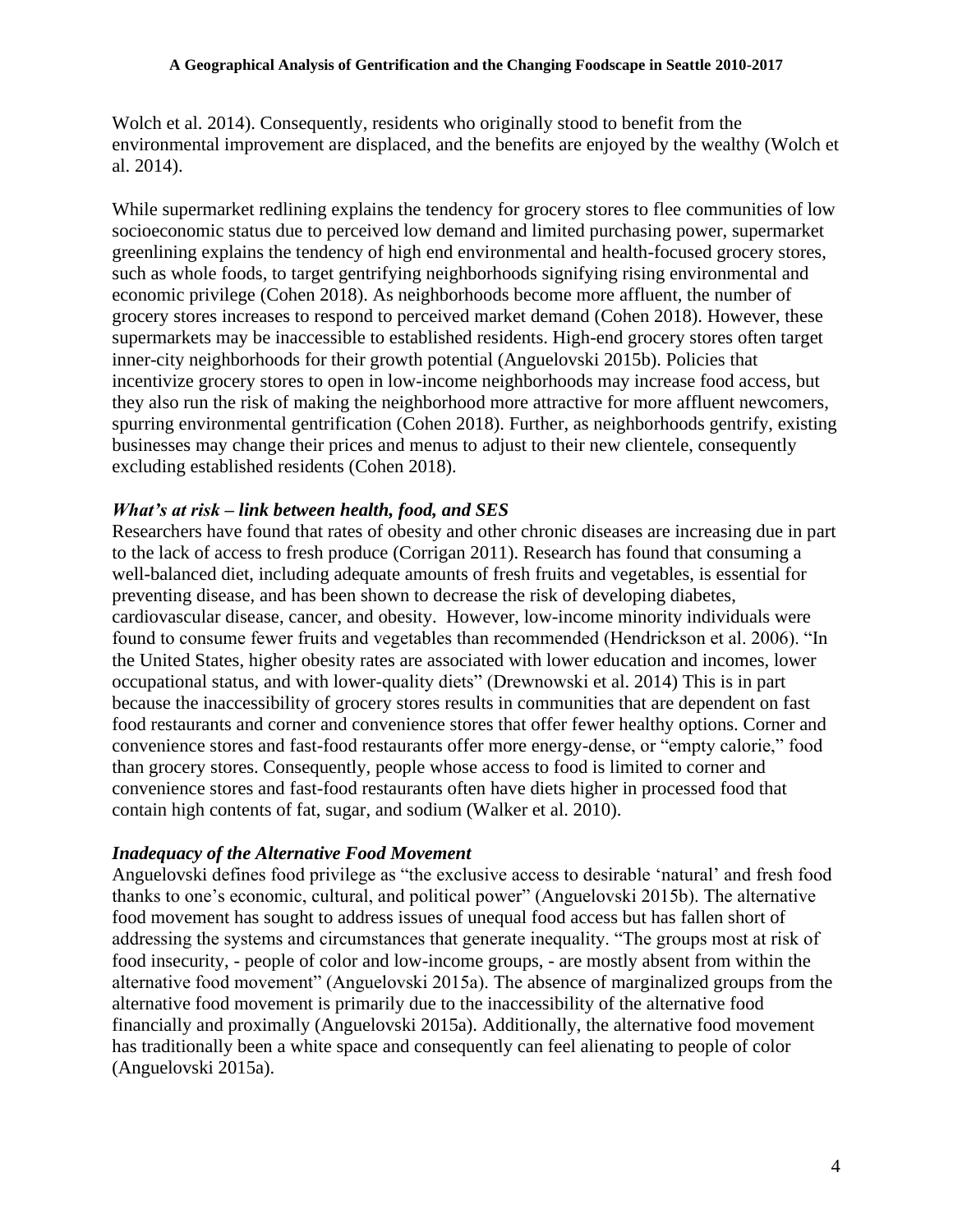Wolch et al. 2014). Consequently, residents who originally stood to benefit from the environmental improvement are displaced, and the benefits are enjoyed by the wealthy (Wolch et al. 2014).

While supermarket redlining explains the tendency for grocery stores to flee communities of low socioeconomic status due to perceived low demand and limited purchasing power, supermarket greenlining explains the tendency of high end environmental and health-focused grocery stores, such as whole foods, to target gentrifying neighborhoods signifying rising environmental and economic privilege (Cohen 2018). As neighborhoods become more affluent, the number of grocery stores increases to respond to perceived market demand (Cohen 2018). However, these supermarkets may be inaccessible to established residents. High-end grocery stores often target inner-city neighborhoods for their growth potential (Anguelovski 2015b). Policies that incentivize grocery stores to open in low-income neighborhoods may increase food access, but they also run the risk of making the neighborhood more attractive for more affluent newcomers, spurring environmental gentrification (Cohen 2018). Further, as neighborhoods gentrify, existing businesses may change their prices and menus to adjust to their new clientele, consequently excluding established residents (Cohen 2018).

### *What's at risk – link between health, food, and SES*

Researchers have found that rates of obesity and other chronic diseases are increasing due in part to the lack of access to fresh produce (Corrigan 2011). Research has found that consuming a well-balanced diet, including adequate amounts of fresh fruits and vegetables, is essential for preventing disease, and has been shown to decrease the risk of developing diabetes, cardiovascular disease, cancer, and obesity. However, low-income minority individuals were found to consume fewer fruits and vegetables than recommended (Hendrickson et al. 2006). "In the United States, higher obesity rates are associated with lower education and incomes, lower occupational status, and with lower-quality diets" (Drewnowski et al. 2014) This is in part because the inaccessibility of grocery stores results in communities that are dependent on fast food restaurants and corner and convenience stores that offer fewer healthy options. Corner and convenience stores and fast-food restaurants offer more energy-dense, or "empty calorie," food than grocery stores. Consequently, people whose access to food is limited to corner and convenience stores and fast-food restaurants often have diets higher in processed food that contain high contents of fat, sugar, and sodium (Walker et al. 2010).

### *Inadequacy of the Alternative Food Movement*

Anguelovski defines food privilege as "the exclusive access to desirable 'natural' and fresh food thanks to one's economic, cultural, and political power" (Anguelovski 2015b). The alternative food movement has sought to address issues of unequal food access but has fallen short of addressing the systems and circumstances that generate inequality. "The groups most at risk of food insecurity, - people of color and low-income groups, - are mostly absent from within the alternative food movement" (Anguelovski 2015a). The absence of marginalized groups from the alternative food movement is primarily due to the inaccessibility of the alternative food financially and proximally (Anguelovski 2015a). Additionally, the alternative food movement has traditionally been a white space and consequently can feel alienating to people of color (Anguelovski 2015a).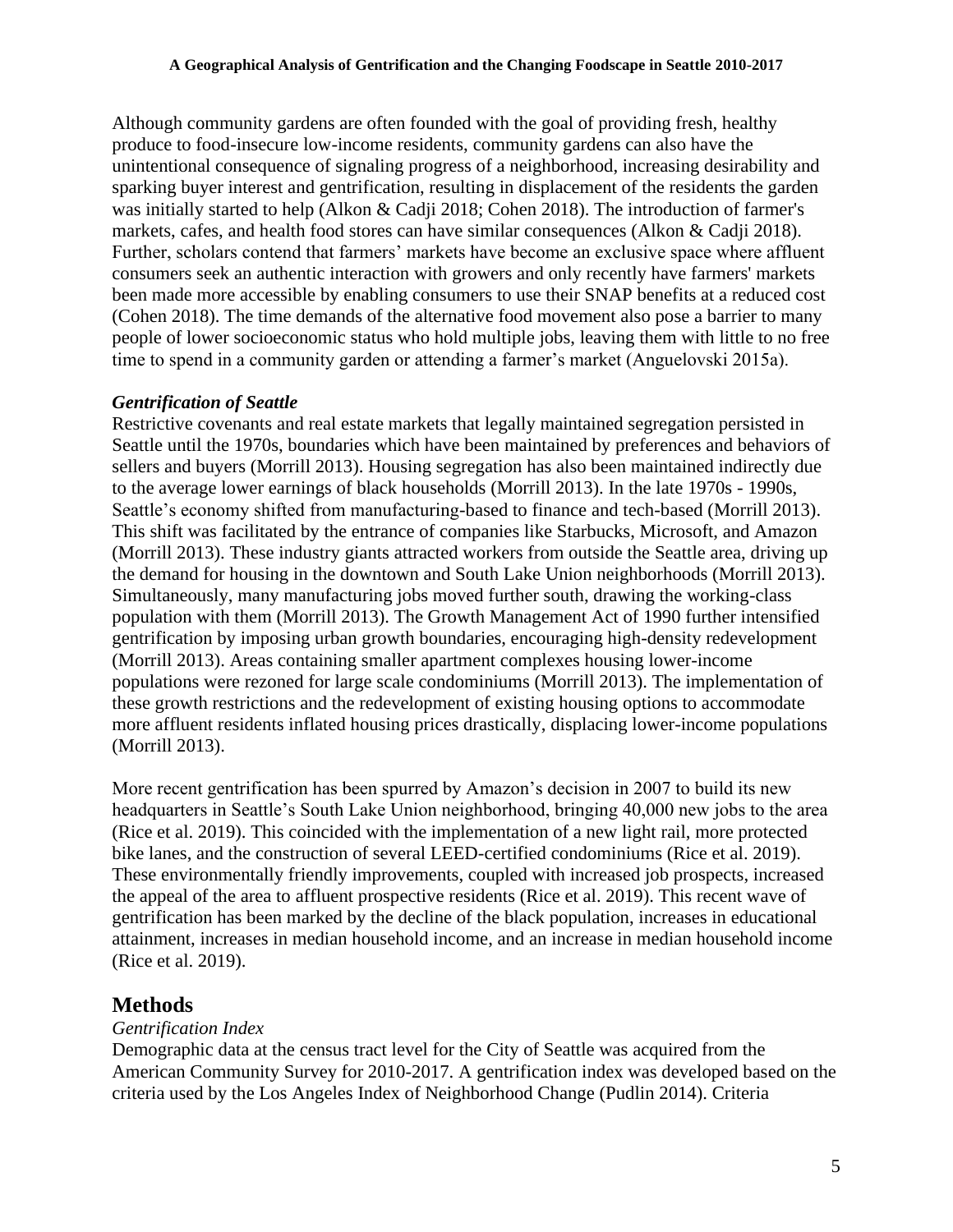Although community gardens are often founded with the goal of providing fresh, healthy produce to food-insecure low-income residents, community gardens can also have the unintentional consequence of signaling progress of a neighborhood, increasing desirability and sparking buyer interest and gentrification, resulting in displacement of the residents the garden was initially started to help (Alkon & Cadji 2018; Cohen 2018). The introduction of farmer's markets, cafes, and health food stores can have similar consequences (Alkon & Cadji 2018). Further, scholars contend that farmers' markets have become an exclusive space where affluent consumers seek an authentic interaction with growers and only recently have farmers' markets been made more accessible by enabling consumers to use their SNAP benefits at a reduced cost (Cohen 2018). The time demands of the alternative food movement also pose a barrier to many people of lower socioeconomic status who hold multiple jobs, leaving them with little to no free time to spend in a community garden or attending a farmer's market (Anguelovski 2015a).

### *Gentrification of Seattle*

Restrictive covenants and real estate markets that legally maintained segregation persisted in Seattle until the 1970s, boundaries which have been maintained by preferences and behaviors of sellers and buyers (Morrill 2013). Housing segregation has also been maintained indirectly due to the average lower earnings of black households (Morrill 2013). In the late 1970s - 1990s, Seattle's economy shifted from manufacturing-based to finance and tech-based (Morrill 2013). This shift was facilitated by the entrance of companies like Starbucks, Microsoft, and Amazon (Morrill 2013). These industry giants attracted workers from outside the Seattle area, driving up the demand for housing in the downtown and South Lake Union neighborhoods (Morrill 2013). Simultaneously, many manufacturing jobs moved further south, drawing the working-class population with them (Morrill 2013). The Growth Management Act of 1990 further intensified gentrification by imposing urban growth boundaries, encouraging high-density redevelopment (Morrill 2013). Areas containing smaller apartment complexes housing lower-income populations were rezoned for large scale condominiums (Morrill 2013). The implementation of these growth restrictions and the redevelopment of existing housing options to accommodate more affluent residents inflated housing prices drastically, displacing lower-income populations (Morrill 2013).

More recent gentrification has been spurred by Amazon's decision in 2007 to build its new headquarters in Seattle's South Lake Union neighborhood, bringing 40,000 new jobs to the area (Rice et al. 2019). This coincided with the implementation of a new light rail, more protected bike lanes, and the construction of several LEED-certified condominiums (Rice et al. 2019). These environmentally friendly improvements, coupled with increased job prospects, increased the appeal of the area to affluent prospective residents (Rice et al. 2019). This recent wave of gentrification has been marked by the decline of the black population, increases in educational attainment, increases in median household income, and an increase in median household income (Rice et al. 2019).

## Methods

### *Gentrification Index*

Demographic data at the census tract level for the City of Seattle was acquired from the American Community Survey for 2010-2017. A gentrification index was developed based on the criteria used by the Los Angeles Index of Neighborhood Change (Pudlin 2014). Criteria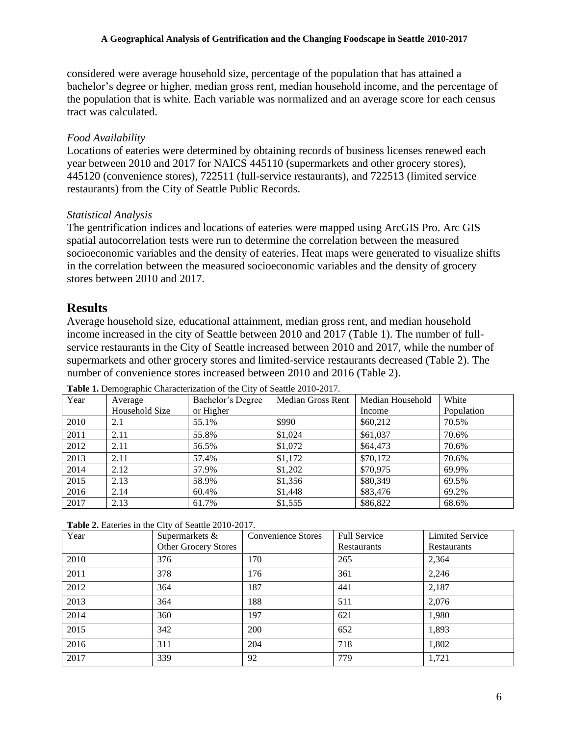considered were average household size, percentage of the population that has attained a bachelor's degree or higher, median gross rent, median household income, and the percentage of the population that is white. Each variable was normalized and an average score for each census tract was calculated.

*Food Availability*

Locations of eateries were determined by obtaining records of business licenses renewed each year between 2010 and 2017 for NAICS 445110 (supermarkets and other grocery stores), 445120 (convenience stores), 722511 (full-service restaurants), and 722513 (limited service restaurants) from the City of Seattle Public Records.

*Statistical Analysis*

The gentrification indices and locations of eateries were mapped using ArcGIS Pro. Arc GIS spatial autocorrelation tests were run to determine the correlation between the measured socioeconomic variables and the density of eateries. Heat maps were generated to visualize shifts in the correlation between the measured socioeconomic variables and the density of grocery stores between 2010 and 2017.

## Results

Average household size, educational attainment, median gross rent, and median household income increased in the city of Seattle between 2010 and 2017 (Table 1). The number of full-service restaurants in the City of Seattle increased between 2010 and 2017, while the number of supermarkets and other grocery stores and limited-service restaurants decreased (Table 2). The number of convenience stores increased between 2010 and 2016 (Table 2).

**Table 1.** Demographic Characterization of the City of Seattle 2010-2017.

| Year | Average Household Size | Bachelor's Degree or Higher | Median Gross Rent | Median Household Income | White Population |
|---|---|---|---|---|---|
| 2010 | 2.1 | 55.1% | $990 | $60,212 | 70.5% |
| 2011 | 2.11 | 55.8% | $1,024 | $61,037 | 70.6% |
| 2012 | 2.11 | 56.5% | $1,072 | $64,473 | 70.6% |
| 2013 | 2.11 | 57.4% | $1,172 | $70,172 | 70.6% |
| 2014 | 2.12 | 57.9% | $1,202 | $70,975 | 69.9% |
| 2015 | 2.13 | 58.9% | $1,356 | $80,349 | 69.5% |
| 2016 | 2.14 | 60.4% | $1,448 | $83,476 | 69.2% |
| 2017 | 2.13 | 61.7% | $1,555 | $86,822 | 68.6% |

**Table 2.** Eateries in the City of Seattle 2010-2017.

| Year | Supermarkets & Other Grocery Stores | Convenience Stores | Full Service Restaurants | Limited Service Restaurants |
|---|---|---|---|---|
| 2010 | 376 | 170 | 265 | 2,364 |
| 2011 | 378 | 176 | 361 | 2,246 |
| 2012 | 364 | 187 | 441 | 2,187 |
| 2013 | 364 | 188 | 511 | 2,076 |
| 2014 | 360 | 197 | 621 | 1,980 |
| 2015 | 342 | 200 | 652 | 1,893 |
| 2016 | 311 | 204 | 718 | 1,802 |
| 2017 | 339 | 92 | 779 | 1,721 |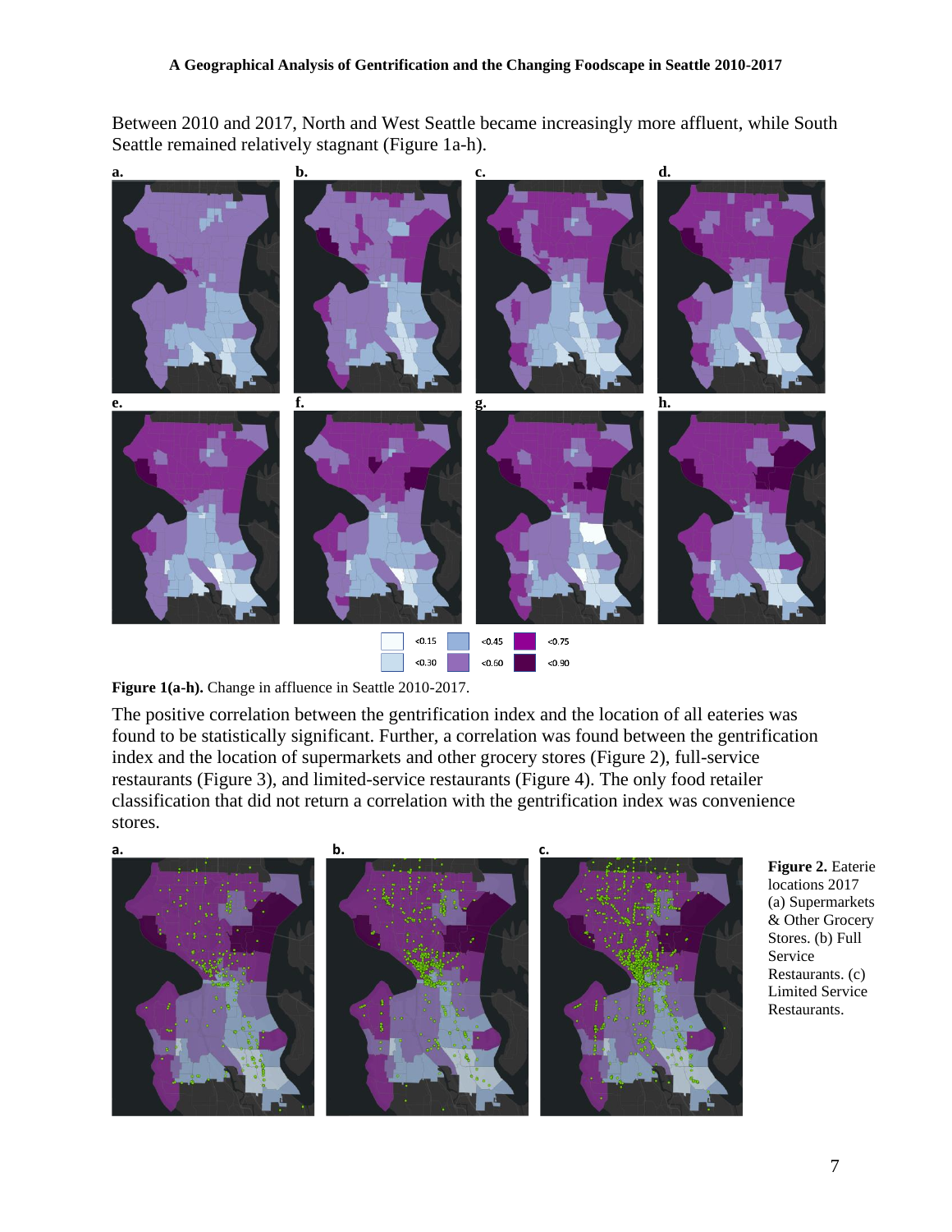Between 2010 and 2017, North and West Seattle became increasingly more affluent, while South Seattle remained relatively stagnant (Figure 1a-h).

**Figure 1(a-h).** Change in affluence in Seattle 2010-2017.

The positive correlation between the gentrification index and the location of all eateries was found to be statistically significant. Further, a correlation was found between the gentrification index and the location of supermarkets and other grocery stores (Figure 2), full-service restaurants (Figure 3), and limited-service restaurants (Figure 4). The only food retailer classification that did not return a correlation with the gentrification index was convenience stores.

**Figure 2.** Eaterie locations 2017 (a) Supermarkets & Other Grocery Stores. (b) Full Service Restaurants. (c) Limited Service Restaurants.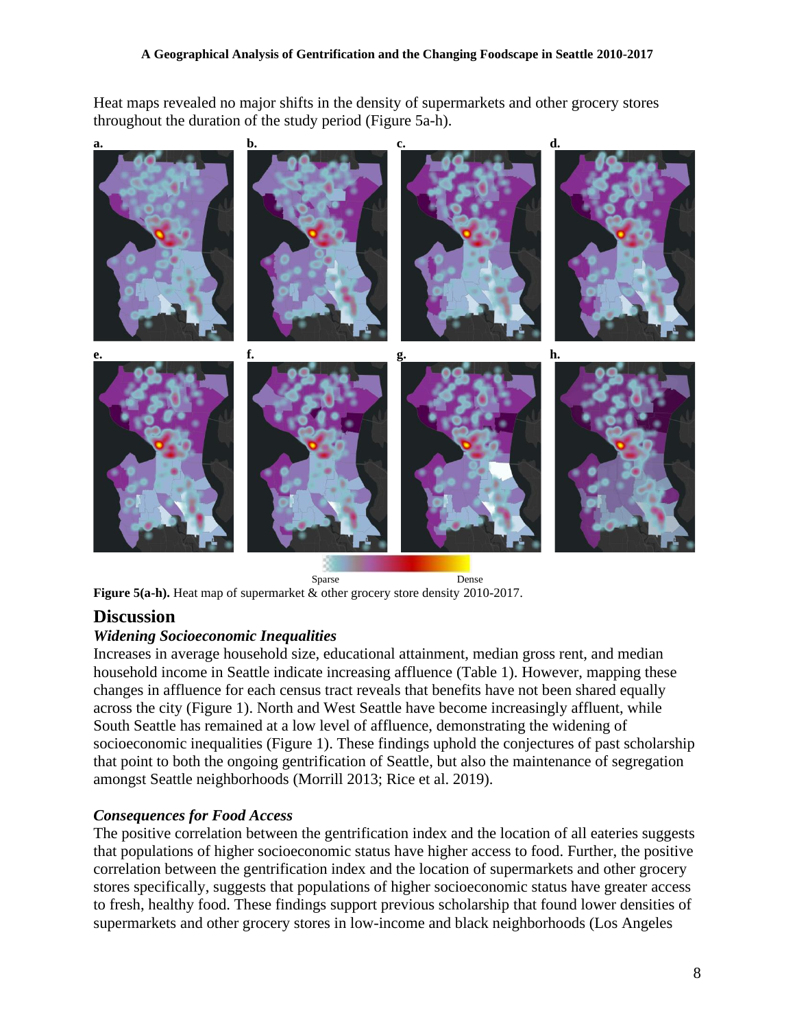Heat maps revealed no major shifts in the density of supermarkets and other grocery stores throughout the duration of the study period (Figure 5a-h).

**Figure 5(a-h).** Heat map of supermarket & other grocery store density 2010-2017.

## Discussion

### *Widening Socioeconomic Inequalities*

Increases in average household size, educational attainment, median gross rent, and median household income in Seattle indicate increasing affluence (Table 1). However, mapping these changes in affluence for each census tract reveals that benefits have not been shared equally across the city (Figure 1). North and West Seattle have become increasingly affluent, while South Seattle has remained at a low level of affluence, demonstrating the widening of socioeconomic inequalities (Figure 1). These findings uphold the conjectures of past scholarship that point to both the ongoing gentrification of Seattle, but also the maintenance of segregation amongst Seattle neighborhoods (Morrill 2013; Rice et al. 2019).

### *Consequences for Food Access*

The positive correlation between the gentrification index and the location of all eateries suggests that populations of higher socioeconomic status have higher access to food. Further, the positive correlation between the gentrification index and the location of supermarkets and other grocery stores specifically, suggests that populations of higher socioeconomic status have greater access to fresh, healthy food. These findings support previous scholarship that found lower densities of supermarkets and other grocery stores in low-income and black neighborhoods (Los Angeles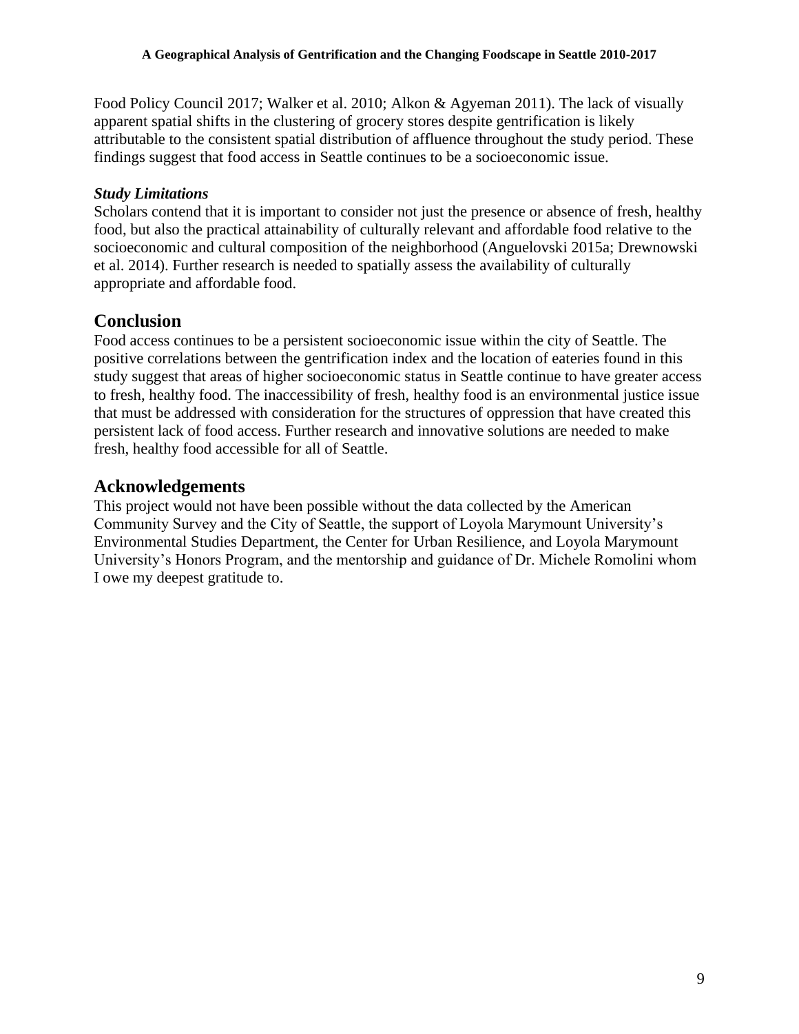Food Policy Council 2017; Walker et al. 2010; Alkon & Agyeman 2011). The lack of visually apparent spatial shifts in the clustering of grocery stores despite gentrification is likely attributable to the consistent spatial distribution of affluence throughout the study period. These findings suggest that food access in Seattle continues to be a socioeconomic issue.

***Study Limitations***

Scholars contend that it is important to consider not just the presence or absence of fresh, healthy food, but also the practical attainability of culturally relevant and affordable food relative to the socioeconomic and cultural composition of the neighborhood (Anguelovski 2015a; Drewnowski et al. 2014). Further research is needed to spatially assess the availability of culturally appropriate and affordable food.

## Conclusion

Food access continues to be a persistent socioeconomic issue within the city of Seattle. The positive correlations between the gentrification index and the location of eateries found in this study suggest that areas of higher socioeconomic status in Seattle continue to have greater access to fresh, healthy food. The inaccessibility of fresh, healthy food is an environmental justice issue that must be addressed with consideration for the structures of oppression that have created this persistent lack of food access. Further research and innovative solutions are needed to make fresh, healthy food accessible for all of Seattle.

## Acknowledgements

This project would not have been possible without the data collected by the American Community Survey and the City of Seattle, the support of Loyola Marymount University's Environmental Studies Department, the Center for Urban Resilience, and Loyola Marymount University's Honors Program, and the mentorship and guidance of Dr. Michele Romolini whom I owe my deepest gratitude to.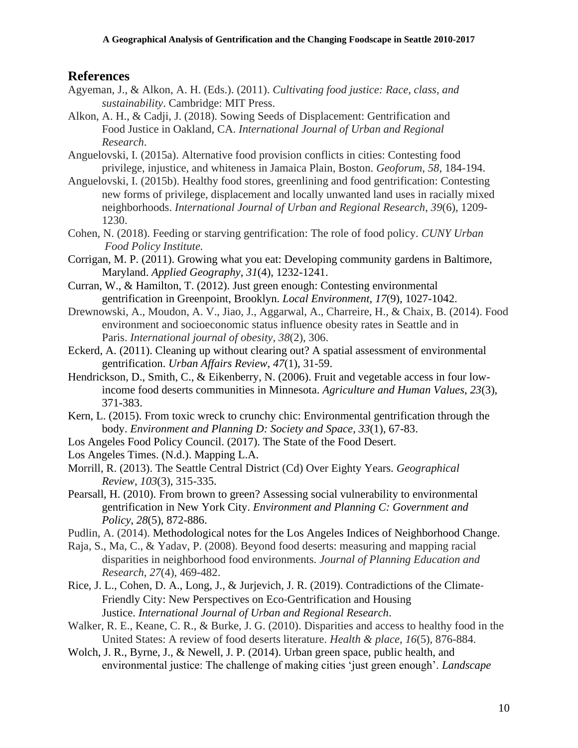## References

Agyeman, J., & Alkon, A. H. (Eds.). (2011). *Cultivating food justice: Race, class, and sustainability*. Cambridge: MIT Press.

Alkon, A. H., & Cadji, J. (2018). Sowing Seeds of Displacement: Gentrification and Food Justice in Oakland, CA. *International Journal of Urban and Regional Research*.

Anguelovski, I. (2015a). Alternative food provision conflicts in cities: Contesting food privilege, injustice, and whiteness in Jamaica Plain, Boston. *Geoforum*, *58*, 184-194.

Anguelovski, I. (2015b). Healthy food stores, greenlining and food gentrification: Contesting new forms of privilege, displacement and locally unwanted land uses in racially mixed neighborhoods. *International Journal of Urban and Regional Research*, *39*(6), 1209-1230.

Cohen, N. (2018). Feeding or starving gentrification: The role of food policy. *CUNY Urban Food Policy Institute.*

Corrigan, M. P. (2011). Growing what you eat: Developing community gardens in Baltimore, Maryland. *Applied Geography*, *31*(4), 1232-1241.

Curran, W., & Hamilton, T. (2012). Just green enough: Contesting environmental gentrification in Greenpoint, Brooklyn. *Local Environment*, *17*(9), 1027-1042.

Drewnowski, A., Moudon, A. V., Jiao, J., Aggarwal, A., Charreire, H., & Chaix, B. (2014). Food environment and socioeconomic status influence obesity rates in Seattle and in Paris. *International journal of obesity*, *38*(2), 306.

Eckerd, A. (2011). Cleaning up without clearing out? A spatial assessment of environmental gentrification. *Urban Affairs Review*, *47*(1), 31-59.

Hendrickson, D., Smith, C., & Eikenberry, N. (2006). Fruit and vegetable access in four low-income food deserts communities in Minnesota. *Agriculture and Human Values*, *23*(3), 371-383.

Kern, L. (2015). From toxic wreck to crunchy chic: Environmental gentrification through the body. *Environment and Planning D: Society and Space*, *33*(1), 67-83.

Los Angeles Food Policy Council. (2017). The State of the Food Desert.

Los Angeles Times. (N.d.). Mapping L.A.

Morrill, R. (2013). The Seattle Central District (Cd) Over Eighty Years. *Geographical Review*, *103*(3), 315-335.

Pearsall, H. (2010). From brown to green? Assessing social vulnerability to environmental gentrification in New York City. *Environment and Planning C: Government and Policy*, *28*(5), 872-886.

Pudlin, A. (2014). Methodological notes for the Los Angeles Indices of Neighborhood Change.

Raja, S., Ma, C., & Yadav, P. (2008). Beyond food deserts: measuring and mapping racial disparities in neighborhood food environments. *Journal of Planning Education and Research*, *27*(4), 469-482.

Rice, J. L., Cohen, D. A., Long, J., & Jurjevich, J. R. (2019). Contradictions of the Climate-Friendly City: New Perspectives on Eco-Gentrification and Housing Justice. *International Journal of Urban and Regional Research*.

Walker, R. E., Keane, C. R., & Burke, J. G. (2010). Disparities and access to healthy food in the United States: A review of food deserts literature. *Health & place*, *16*(5), 876-884.

Wolch, J. R., Byrne, J., & Newell, J. P. (2014). Urban green space, public health, and environmental justice: The challenge of making cities 'just green enough'. *Landscape*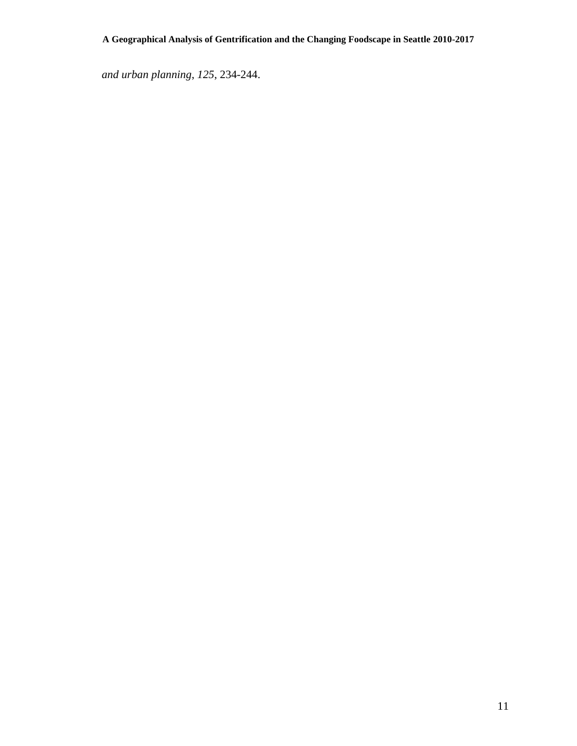*and urban planning*, *125*, 234-244.